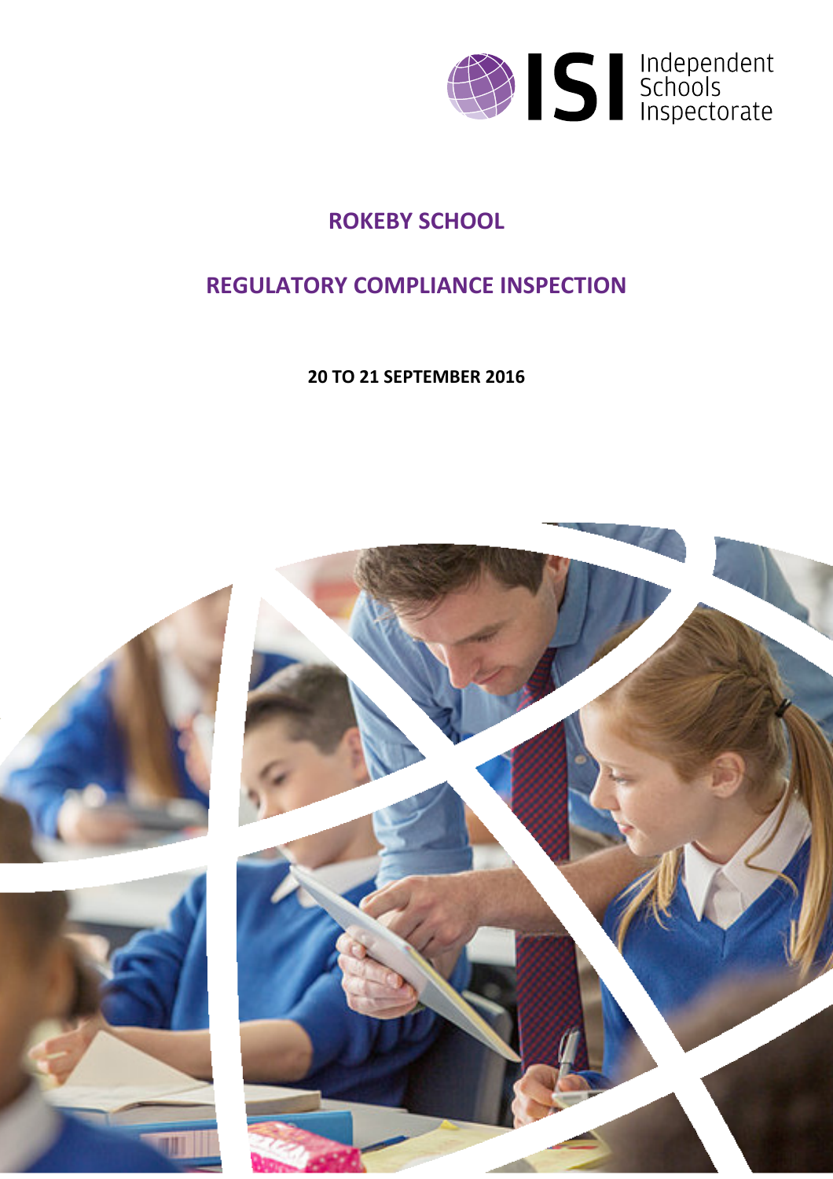ISI Independent Schools Inspectorate

# ROKEBY SCHOOL

## REGULATORY COMPLIANCE INSPECTION

**20 TO 21 SEPTEMBER 2016**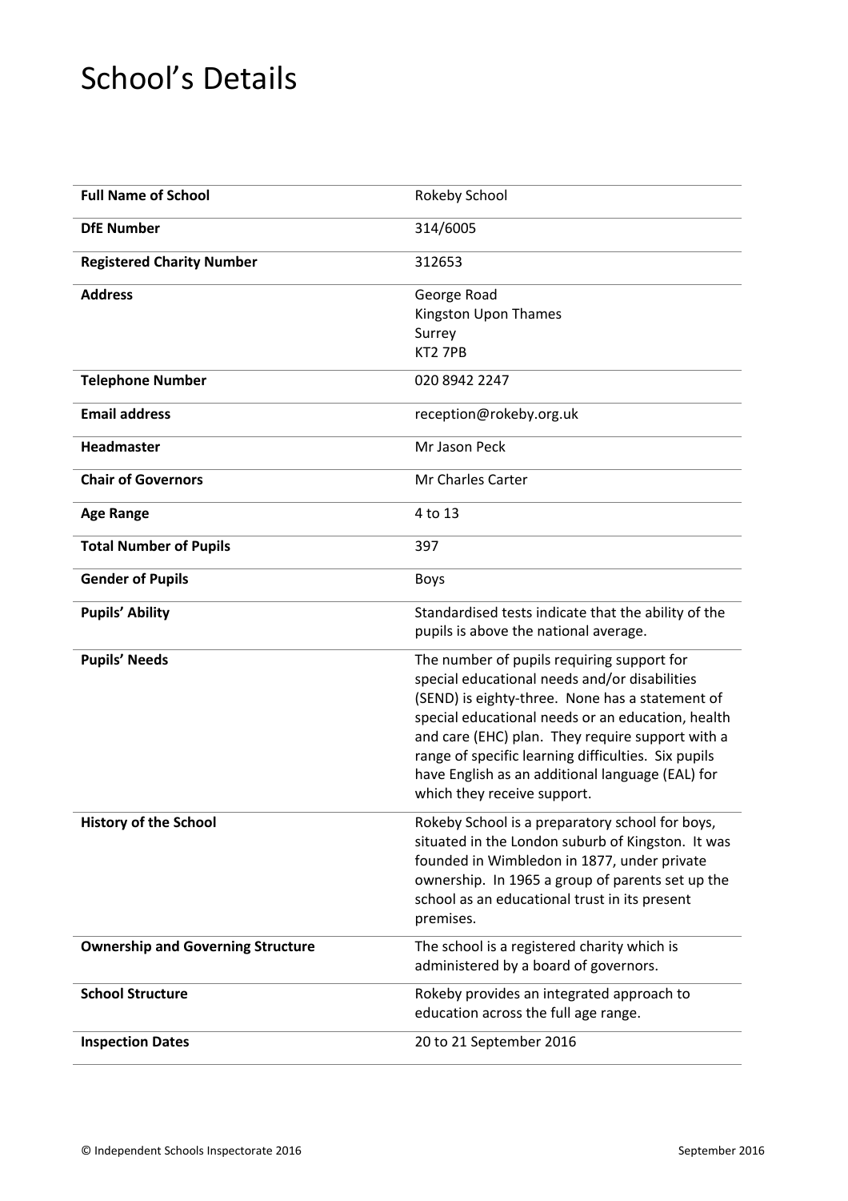# School's Details

| | |
|---|---|
| **Full Name of School** | Rokeby School |
| **DfE Number** | 314/6005 |
| **Registered Charity Number** | 312653 |
| **Address** | George Road<br>Kingston Upon Thames<br>Surrey<br>KT2 7PB |
| **Telephone Number** | 020 8942 2247 |
| **Email address** | reception@rokeby.org.uk |
| **Headmaster** | Mr Jason Peck |
| **Chair of Governors** | Mr Charles Carter |
| **Age Range** | 4 to 13 |
| **Total Number of Pupils** | 397 |
| **Gender of Pupils** | Boys |
| **Pupils' Ability** | Standardised tests indicate that the ability of the pupils is above the national average. |
| **Pupils' Needs** | The number of pupils requiring support for special educational needs and/or disabilities (SEND) is eighty-three. None has a statement of special educational needs or an education, health and care (EHC) plan. They require support with a range of specific learning difficulties. Six pupils have English as an additional language (EAL) for which they receive support. |
| **History of the School** | Rokeby School is a preparatory school for boys, situated in the London suburb of Kingston. It was founded in Wimbledon in 1877, under private ownership. In 1965 a group of parents set up the school as an educational trust in its present premises. |
| **Ownership and Governing Structure** | The school is a registered charity which is administered by a board of governors. |
| **School Structure** | Rokeby provides an integrated approach to education across the full age range. |
| **Inspection Dates** | 20 to 21 September 2016 |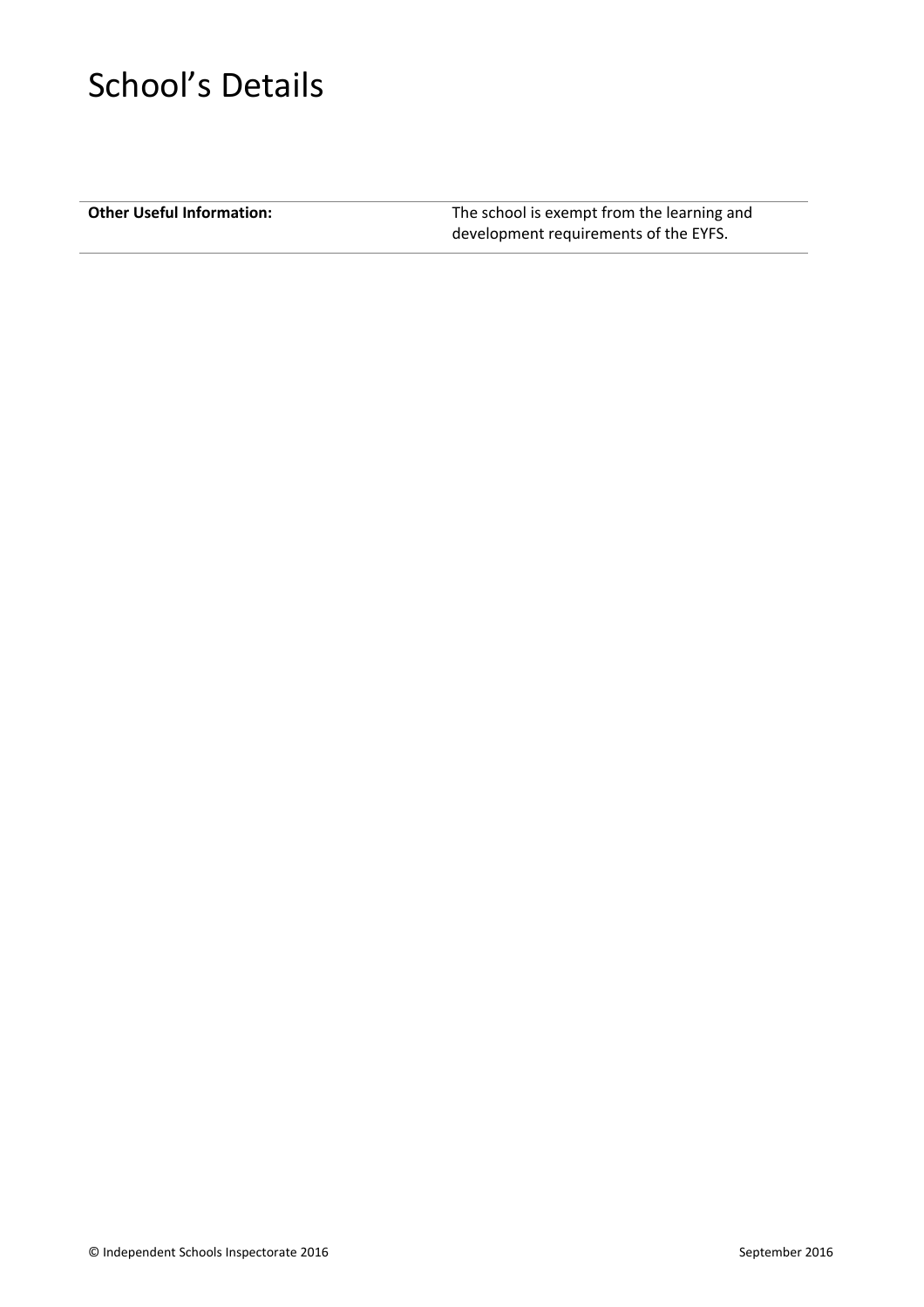# School's Details

| | |
|---|---|
| **Other Useful Information:** | The school is exempt from the learning and development requirements of the EYFS. |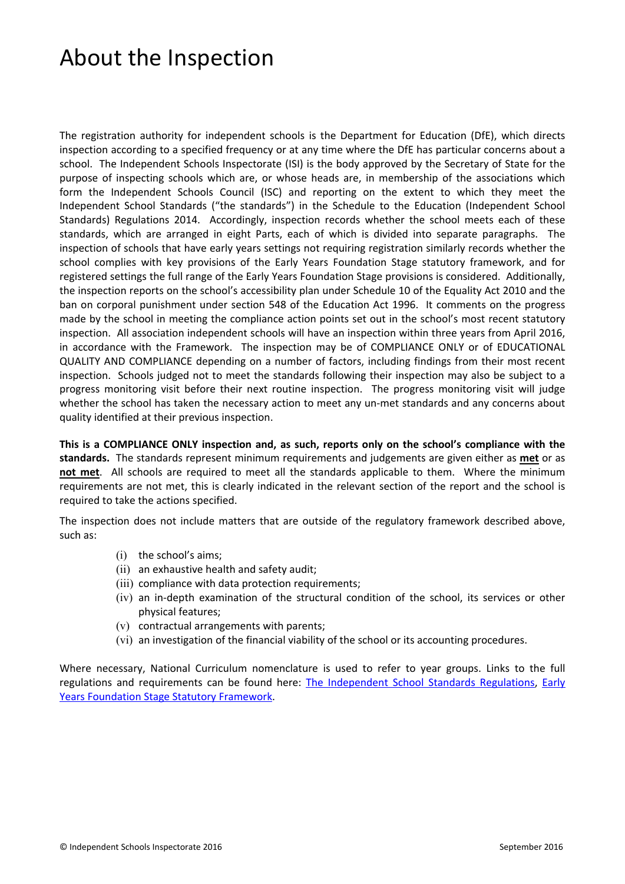# About the Inspection

The registration authority for independent schools is the Department for Education (DfE), which directs inspection according to a specified frequency or at any time where the DfE has particular concerns about a school. The Independent Schools Inspectorate (ISI) is the body approved by the Secretary of State for the purpose of inspecting schools which are, or whose heads are, in membership of the associations which form the Independent Schools Council (ISC) and reporting on the extent to which they meet the Independent School Standards ("the standards") in the Schedule to the Education (Independent School Standards) Regulations 2014. Accordingly, inspection records whether the school meets each of these standards, which are arranged in eight Parts, each of which is divided into separate paragraphs. The inspection of schools that have early years settings not requiring registration similarly records whether the school complies with key provisions of the Early Years Foundation Stage statutory framework, and for registered settings the full range of the Early Years Foundation Stage provisions is considered. Additionally, the inspection reports on the school's accessibility plan under Schedule 10 of the Equality Act 2010 and the ban on corporal punishment under section 548 of the Education Act 1996. It comments on the progress made by the school in meeting the compliance action points set out in the school's most recent statutory inspection. All association independent schools will have an inspection within three years from April 2016, in accordance with the Framework. The inspection may be of COMPLIANCE ONLY or of EDUCATIONAL QUALITY AND COMPLIANCE depending on a number of factors, including findings from their most recent inspection. Schools judged not to meet the standards following their inspection may also be subject to a progress monitoring visit before their next routine inspection. The progress monitoring visit will judge whether the school has taken the necessary action to meet any un-met standards and any concerns about quality identified at their previous inspection.

**This is a COMPLIANCE ONLY inspection and, as such, reports only on the school's compliance with the standards.** The standards represent minimum requirements and judgements are given either as **met** or as **not met**. All schools are required to meet all the standards applicable to them. Where the minimum requirements are not met, this is clearly indicated in the relevant section of the report and the school is required to take the actions specified.

The inspection does not include matters that are outside of the regulatory framework described above, such as:

(i) the school's aims;
(ii) an exhaustive health and safety audit;
(iii) compliance with data protection requirements;
(iv) an in-depth examination of the structural condition of the school, its services or other physical features;
(v) contractual arrangements with parents;
(vi) an investigation of the financial viability of the school or its accounting procedures.

Where necessary, National Curriculum nomenclature is used to refer to year groups. Links to the full regulations and requirements can be found here: The Independent School Standards Regulations, Early Years Foundation Stage Statutory Framework.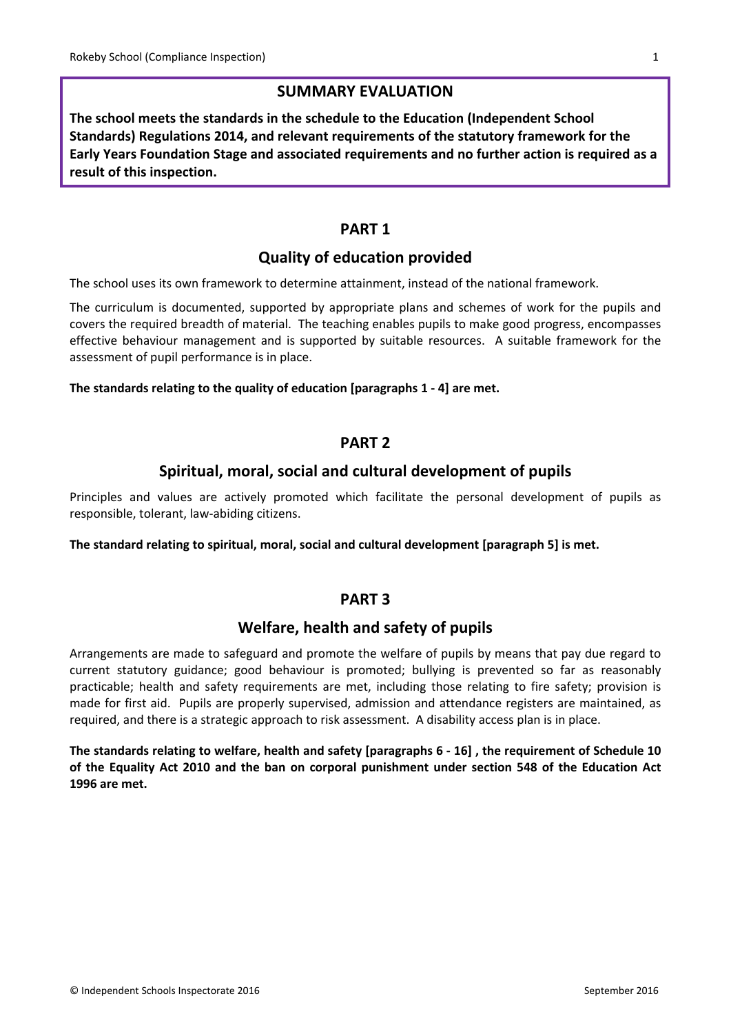## SUMMARY EVALUATION

**The school meets the standards in the schedule to the Education (Independent School Standards) Regulations 2014, and relevant requirements of the statutory framework for the Early Years Foundation Stage and associated requirements and no further action is required as a result of this inspection.**

## PART 1

### Quality of education provided

The school uses its own framework to determine attainment, instead of the national framework.

The curriculum is documented, supported by appropriate plans and schemes of work for the pupils and covers the required breadth of material. The teaching enables pupils to make good progress, encompasses effective behaviour management and is supported by suitable resources. A suitable framework for the assessment of pupil performance is in place.

**The standards relating to the quality of education [paragraphs 1 - 4] are met.**

## PART 2

### Spiritual, moral, social and cultural development of pupils

Principles and values are actively promoted which facilitate the personal development of pupils as responsible, tolerant, law-abiding citizens.

**The standard relating to spiritual, moral, social and cultural development [paragraph 5] is met.**

## PART 3

### Welfare, health and safety of pupils

Arrangements are made to safeguard and promote the welfare of pupils by means that pay due regard to current statutory guidance; good behaviour is promoted; bullying is prevented so far as reasonably practicable; health and safety requirements are met, including those relating to fire safety; provision is made for first aid. Pupils are properly supervised, admission and attendance registers are maintained, as required, and there is a strategic approach to risk assessment. A disability access plan is in place.

**The standards relating to welfare, health and safety [paragraphs 6 - 16] , the requirement of Schedule 10 of the Equality Act 2010 and the ban on corporal punishment under section 548 of the Education Act 1996 are met.**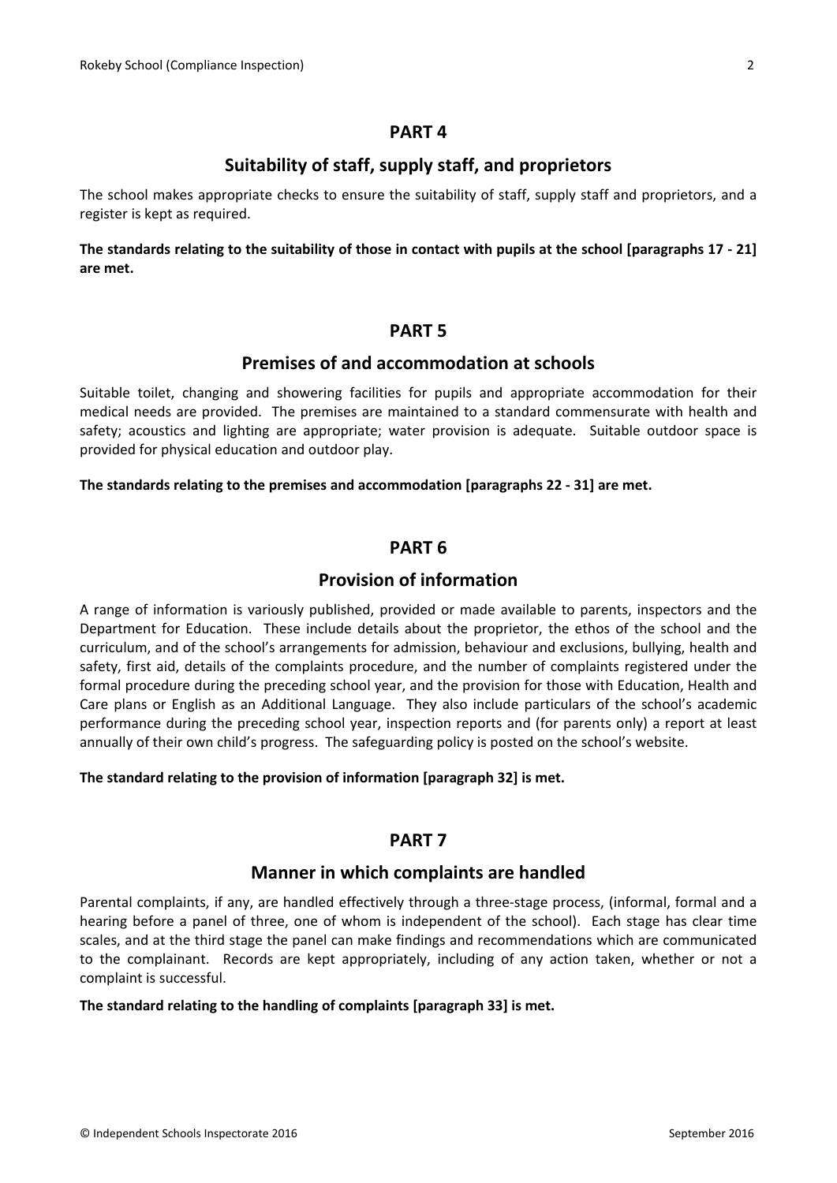## PART 4

### Suitability of staff, supply staff, and proprietors

The school makes appropriate checks to ensure the suitability of staff, supply staff and proprietors, and a register is kept as required.

**The standards relating to the suitability of those in contact with pupils at the school [paragraphs 17 - 21] are met.**

## PART 5

### Premises of and accommodation at schools

Suitable toilet, changing and showering facilities for pupils and appropriate accommodation for their medical needs are provided. The premises are maintained to a standard commensurate with health and safety; acoustics and lighting are appropriate; water provision is adequate. Suitable outdoor space is provided for physical education and outdoor play.

**The standards relating to the premises and accommodation [paragraphs 22 - 31] are met.**

## PART 6

### Provision of information

A range of information is variously published, provided or made available to parents, inspectors and the Department for Education. These include details about the proprietor, the ethos of the school and the curriculum, and of the school's arrangements for admission, behaviour and exclusions, bullying, health and safety, first aid, details of the complaints procedure, and the number of complaints registered under the formal procedure during the preceding school year, and the provision for those with Education, Health and Care plans or English as an Additional Language. They also include particulars of the school's academic performance during the preceding school year, inspection reports and (for parents only) a report at least annually of their own child's progress. The safeguarding policy is posted on the school's website.

**The standard relating to the provision of information [paragraph 32] is met.**

## PART 7

### Manner in which complaints are handled

Parental complaints, if any, are handled effectively through a three-stage process, (informal, formal and a hearing before a panel of three, one of whom is independent of the school). Each stage has clear time scales, and at the third stage the panel can make findings and recommendations which are communicated to the complainant. Records are kept appropriately, including of any action taken, whether or not a complaint is successful.

**The standard relating to the handling of complaints [paragraph 33] is met.**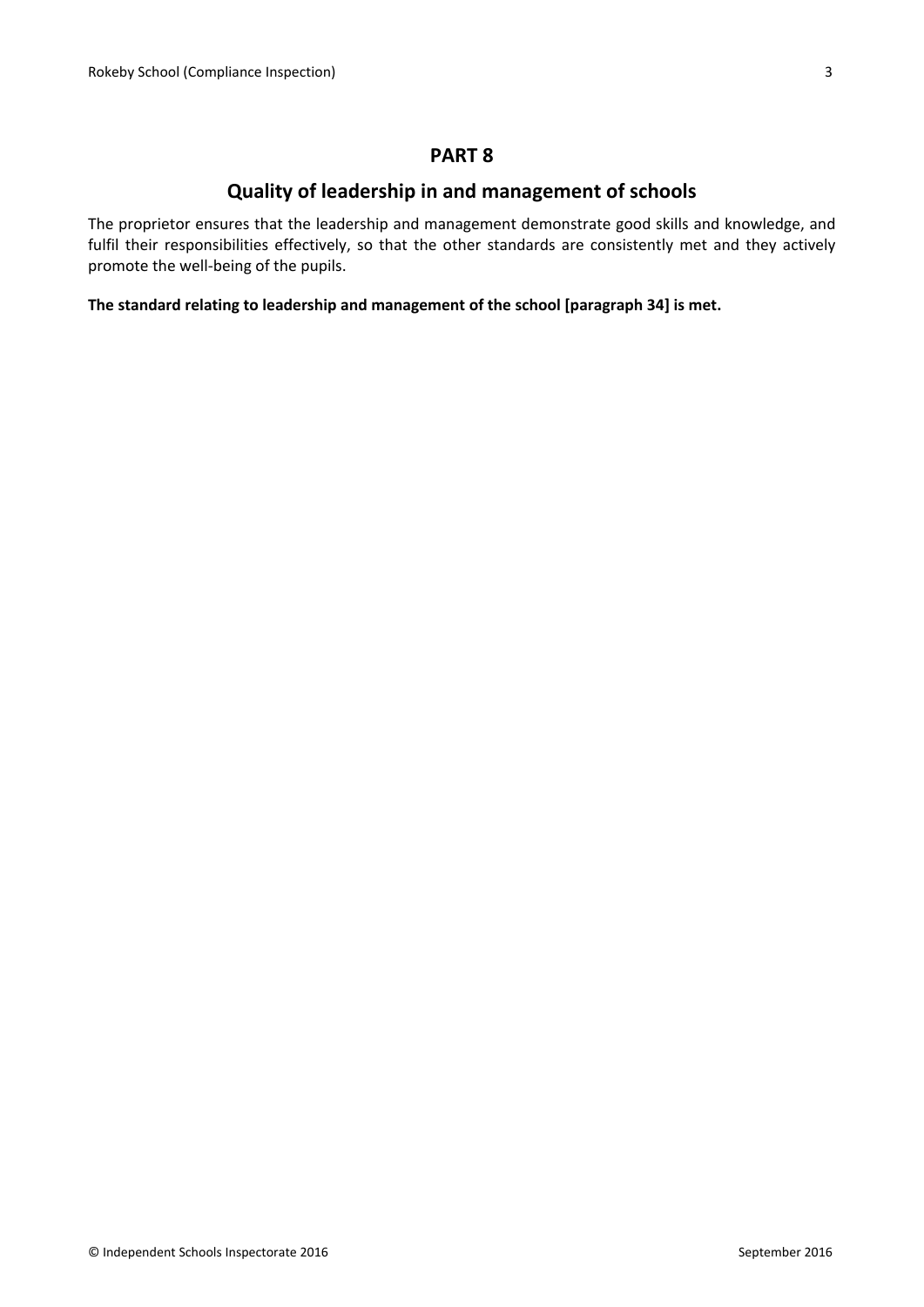## PART 8

### Quality of leadership in and management of schools

The proprietor ensures that the leadership and management demonstrate good skills and knowledge, and fulfil their responsibilities effectively, so that the other standards are consistently met and they actively promote the well-being of the pupils.

**The standard relating to leadership and management of the school [paragraph 34] is met.**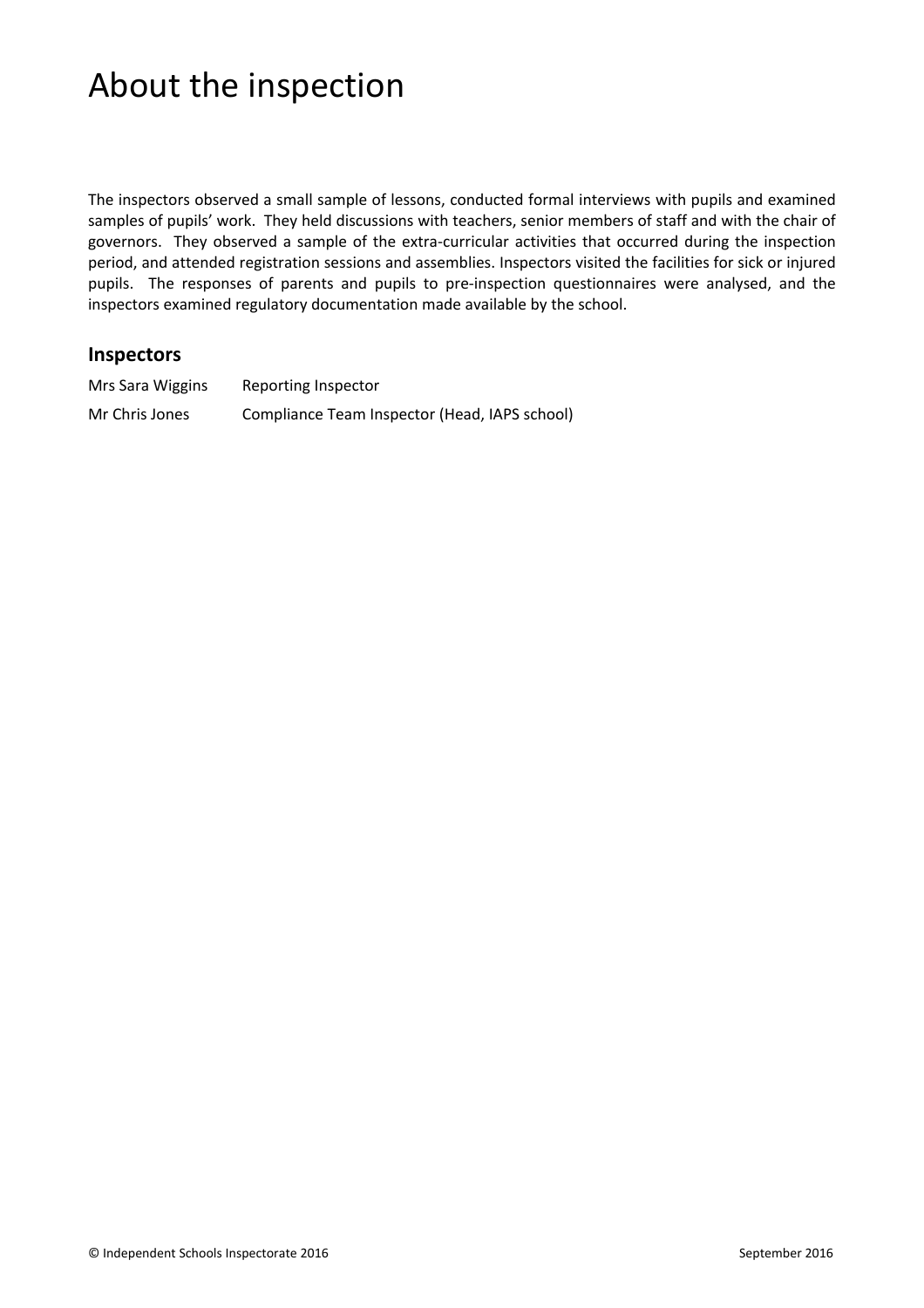# About the inspection

The inspectors observed a small sample of lessons, conducted formal interviews with pupils and examined samples of pupils' work. They held discussions with teachers, senior members of staff and with the chair of governors. They observed a sample of the extra-curricular activities that occurred during the inspection period, and attended registration sessions and assemblies. Inspectors visited the facilities for sick or injured pupils. The responses of parents and pupils to pre-inspection questionnaires were analysed, and the inspectors examined regulatory documentation made available by the school.

## Inspectors

| | |
|---|---|
| Mrs Sara Wiggins | Reporting Inspector |
| Mr Chris Jones | Compliance Team Inspector (Head, IAPS school) |